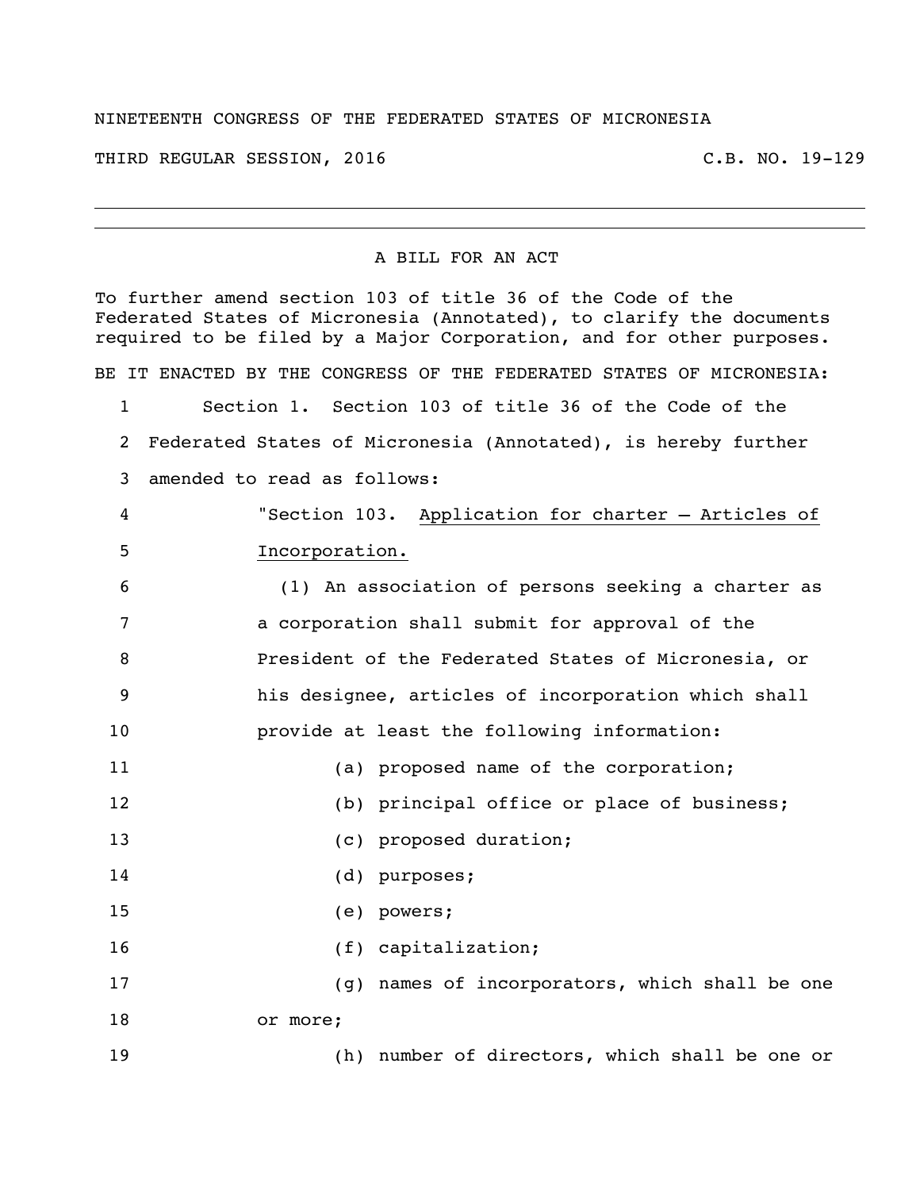NINETEENTH CONGRESS OF THE FEDERATED STATES OF MICRONESIA

THIRD REGULAR SESSION, 2016 C.B. NO. 19-129

---

A BILL FOR AN ACT

To further amend section 103 of title 36 of the Code of the Federated States of Micronesia (Annotated), to clarify the documents required to be filed by a Major Corporation, and for other purposes.

BE IT ENACTED BY THE CONGRESS OF THE FEDERATED STATES OF MICRONESIA:

1 Section 1. Section 103 of title 36 of the Code of the
2 Federated States of Micronesia (Annotated), is hereby further
3 amended to read as follows:
4 "Section 103. Application for charter – Articles of
5 Incorporation.
6 (1) An association of persons seeking a charter as
7 a corporation shall submit for approval of the
8 President of the Federated States of Micronesia, or
9 his designee, articles of incorporation which shall
10 provide at least the following information:
11 (a) proposed name of the corporation;
12 (b) principal office or place of business;
13 (c) proposed duration;
14 (d) purposes;
15 (e) powers;
16 (f) capitalization;
17 (g) names of incorporators, which shall be one
18 or more;
19 (h) number of directors, which shall be one or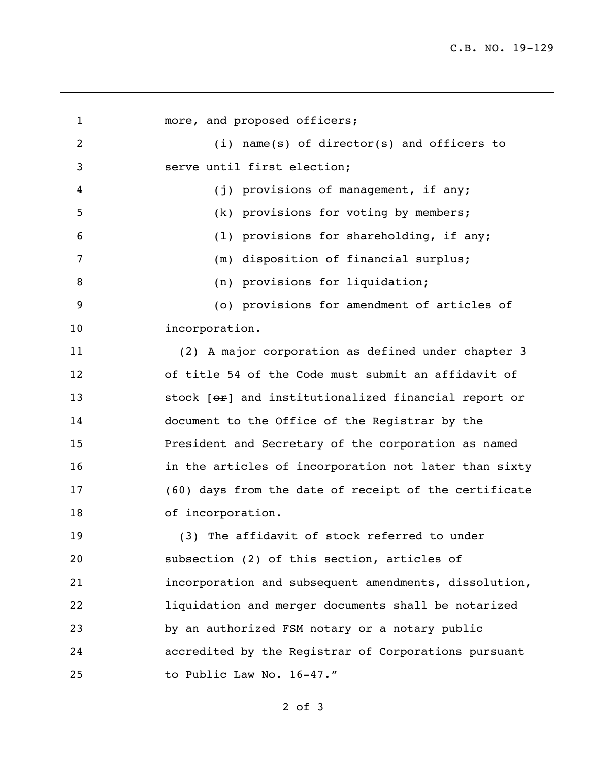more, and proposed officers;

(i) name(s) of director(s) and officers to serve until first election;

(j) provisions of management, if any;

(k) provisions for voting by members;

(l) provisions for shareholding, if any;

(m) disposition of financial surplus;

(n) provisions for liquidation;

(o) provisions for amendment of articles of incorporation.

(2) A major corporation as defined under chapter 3 of title 54 of the Code must submit an affidavit of stock [~~or~~] <u>and</u> institutionalized financial report or document to the Office of the Registrar by the President and Secretary of the corporation as named in the articles of incorporation not later than sixty (60) days from the date of receipt of the certificate of incorporation.

(3) The affidavit of stock referred to under subsection (2) of this section, articles of incorporation and subsequent amendments, dissolution, liquidation and merger documents shall be notarized by an authorized FSM notary or a notary public accredited by the Registrar of Corporations pursuant to Public Law No. 16-47."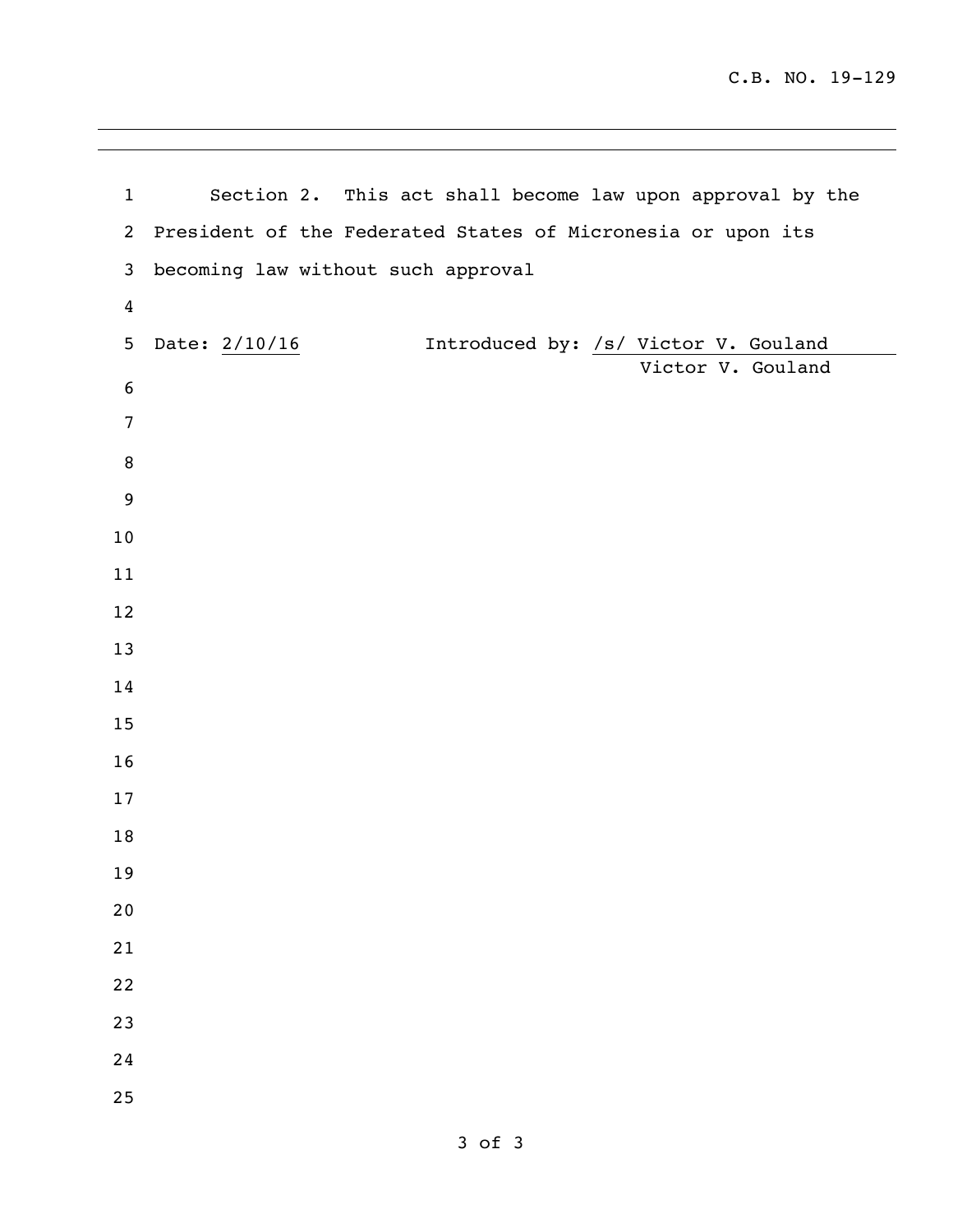Section 2. This act shall become law upon approval by the President of the Federated States of Micronesia or upon its becoming law without such approval

Date: 2/10/16

Introduced by: /s/ Victor V. Gouland

Victor V. Gouland